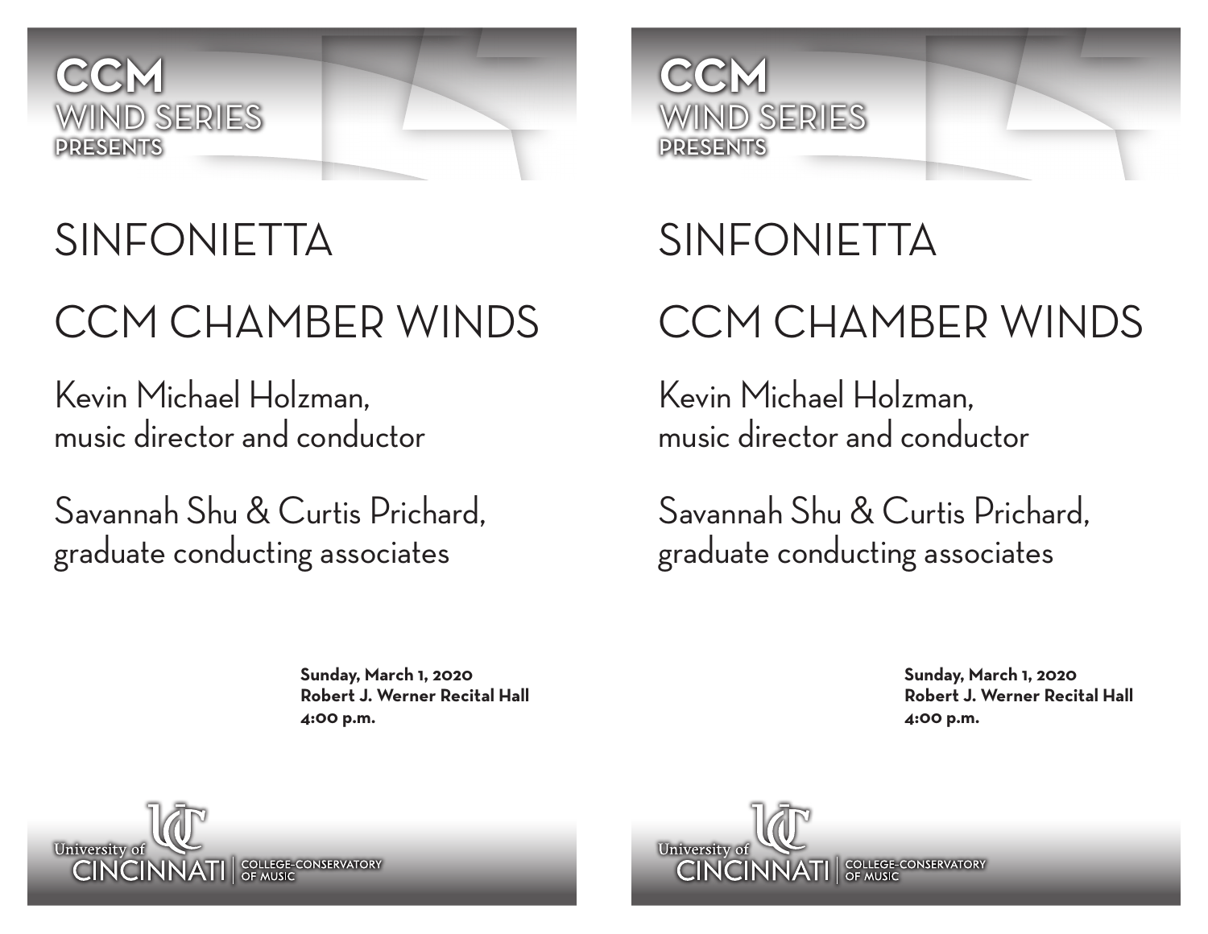**CCM**
**WIND SERIES**
**PRESENTS**

# SINFONIETTA

# CCM CHAMBER WINDS

Kevin Michael Holzman,
music director and conductor

Savannah Shu & Curtis Prichard,
graduate conducting associates

**Sunday, March 1, 2020**
**Robert J. Werner Recital Hall**
**4:00 p.m.**

University of CINCINNATI | COLLEGE-CONSERVATORY OF MUSIC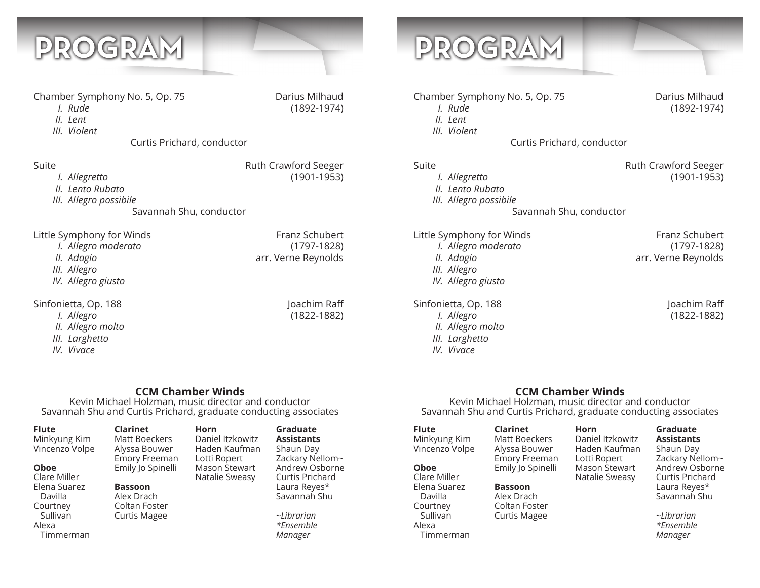# PROGRAM

Chamber Symphony No. 5, Op. 75 — Darius Milhaud (1892-1974)

*I. Rude*
*II. Lent*
*III. Violent*

Curtis Prichard, conductor

Suite — Ruth Crawford Seeger (1901-1953)

*I. Allegretto*
*II. Lento Rubato*
*III. Allegro possibile*

Savannah Shu, conductor

Little Symphony for Winds — Franz Schubert (1797-1828), arr. Verne Reynolds

*I. Allegro moderato*
*II. Adagio*
*III. Allegro*
*IV. Allegro giusto*

Sinfonietta, Op. 188 — Joachim Raff (1822-1882)

*I. Allegro*
*II. Allegro molto*
*III. Larghetto*
*IV. Vivace*

**CCM Chamber Winds**

Kevin Michael Holzman, music director and conductor
Savannah Shu and Curtis Prichard, graduate conducting associates

**Flute**
Minkyung Kim
Vincenzo Volpe

**Oboe**
Clare Miller
Elena Suarez Davilla
Courtney Sullivan
Alexa Timmerman

**Clarinet**
Matt Boeckers
Alyssa Bouwer
Emory Freeman
Emily Jo Spinelli

**Bassoon**
Alex Drach
Coltan Foster
Curtis Magee

**Horn**
Daniel Itzkowitz
Haden Kaufman
Lotti Ropert
Mason Stewart
Natalie Sweasy

**Graduate Assistants**
Shaun Day
Zackary Nellom~
Andrew Osborne
Curtis Prichard
Laura Reyes*
Savannah Shu

*~Librarian*
*\*Ensemble Manager*

# PROGRAM

Chamber Symphony No. 5, Op. 75 — Darius Milhaud (1892-1974)

*I. Rude*
*II. Lent*
*III. Violent*

Curtis Prichard, conductor

Suite — Ruth Crawford Seeger (1901-1953)

*I. Allegretto*
*II. Lento Rubato*
*III. Allegro possibile*

Savannah Shu, conductor

Little Symphony for Winds — Franz Schubert (1797-1828), arr. Verne Reynolds

*I. Allegro moderato*
*II. Adagio*
*III. Allegro*
*IV. Allegro giusto*

Sinfonietta, Op. 188 — Joachim Raff (1822-1882)

*I. Allegro*
*II. Allegro molto*
*III. Larghetto*
*IV. Vivace*

**CCM Chamber Winds**

Kevin Michael Holzman, music director and conductor
Savannah Shu and Curtis Prichard, graduate conducting associates

**Flute**
Minkyung Kim
Vincenzo Volpe

**Oboe**
Clare Miller
Elena Suarez Davilla
Courtney Sullivan
Alexa Timmerman

**Clarinet**
Matt Boeckers
Alyssa Bouwer
Emory Freeman
Emily Jo Spinelli

**Bassoon**
Alex Drach
Coltan Foster
Curtis Magee

**Horn**
Daniel Itzkowitz
Haden Kaufman
Lotti Ropert
Mason Stewart
Natalie Sweasy

**Graduate Assistants**
Shaun Day
Zackary Nellom~
Andrew Osborne
Curtis Prichard
Laura Reyes*
Savannah Shu

*~Librarian*
*\*Ensemble Manager*